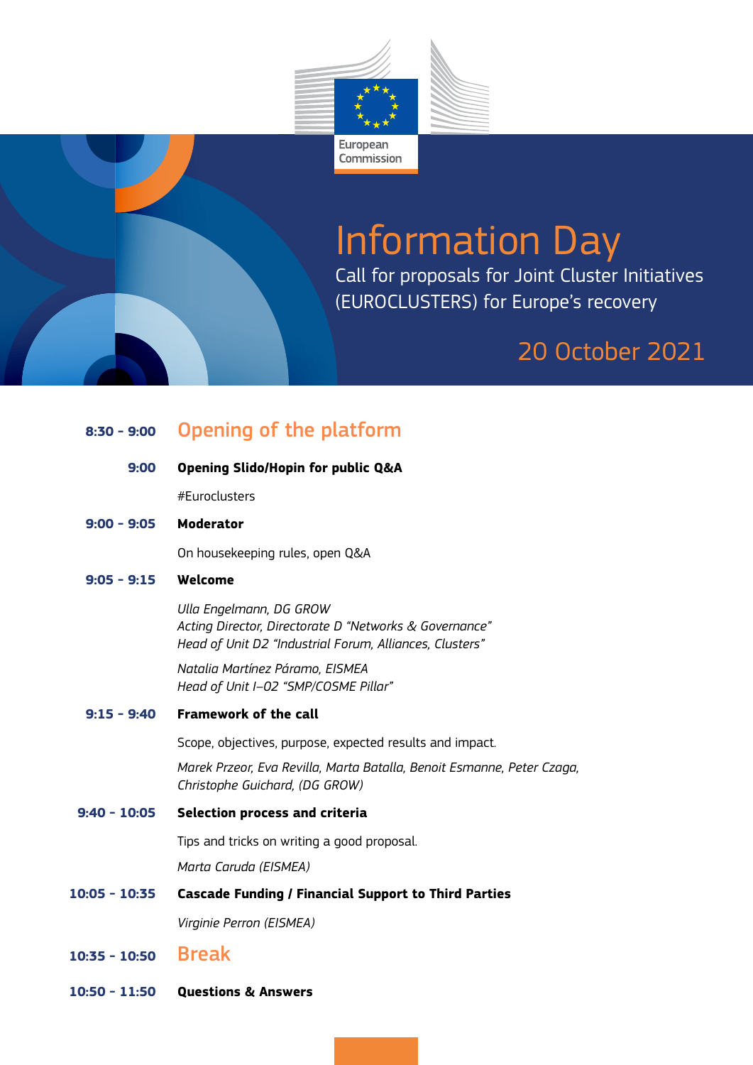European Commission

# Information Day

Call for proposals for Joint Cluster Initiatives (EUROCLUSTERS) for Europe's recovery

20 October 2021

**8:30 - 9:00** **Opening of the platform**

**9:00** **Opening Slido/Hopin for public Q&A**

#Euroclusters

**9:00 - 9:05** **Moderator**

On housekeeping rules, open Q&A

**9:05 - 9:15** **Welcome**

*Ulla Engelmann, DG GROW*
*Acting Director, Directorate D "Networks & Governance"*
*Head of Unit D2 "Industrial Forum, Alliances, Clusters"*

*Natalia Martínez Páramo, EISMEA*
*Head of Unit I–02 "SMP/COSME Pillar"*

**9:15 - 9:40** **Framework of the call**

Scope, objectives, purpose, expected results and impact.

*Marek Przeor, Eva Revilla, Marta Batalla, Benoit Esmanne, Peter Czaga, Christophe Guichard, (DG GROW)*

**9:40 - 10:05** **Selection process and criteria**

Tips and tricks on writing a good proposal.

*Marta Caruda (EISMEA)*

**10:05 - 10:35** **Cascade Funding / Financial Support to Third Parties**

*Virginie Perron (EISMEA)*

**10:35 - 10:50** **Break**

**10:50 - 11:50** **Questions & Answers**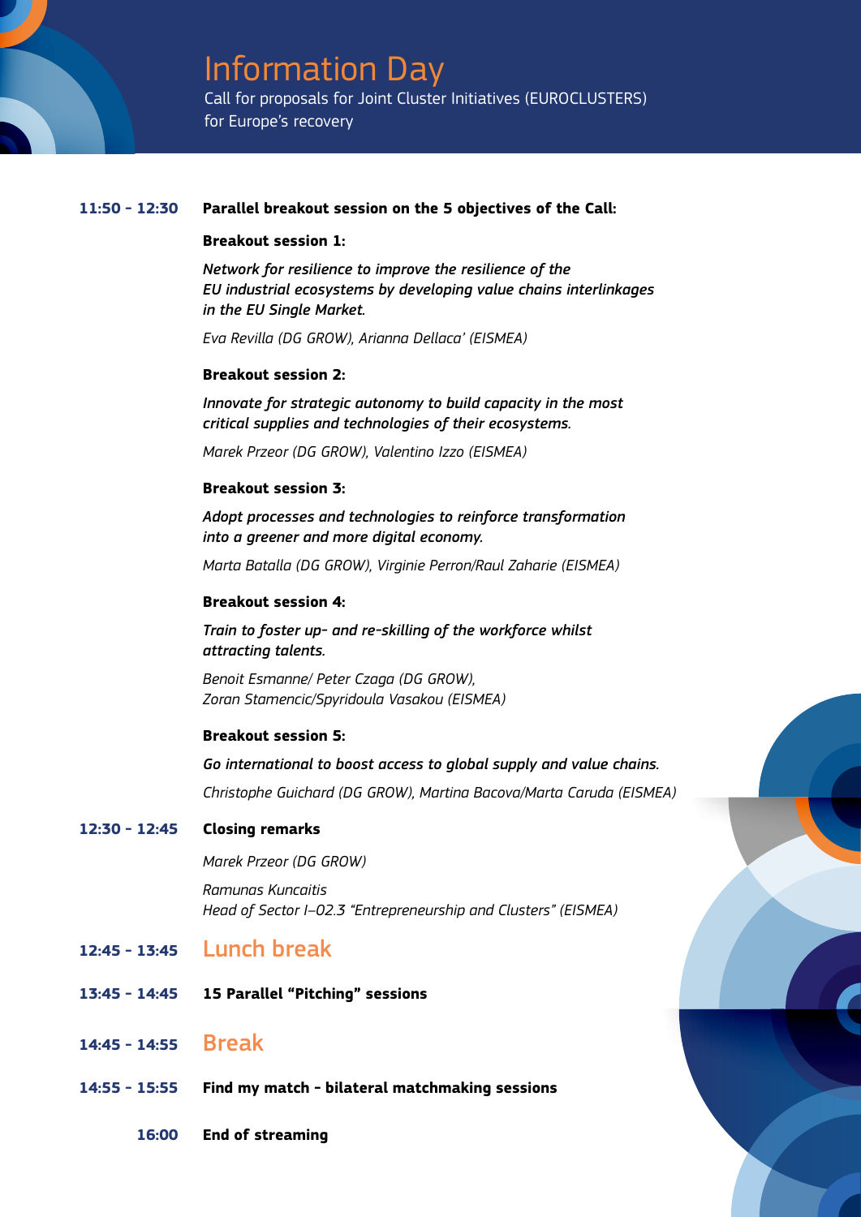# Information Day

Call for proposals for Joint Cluster Initiatives (EUROCLUSTERS) for Europe's recovery

**11:50 - 12:30** **Parallel breakout session on the 5 objectives of the Call:**

**Breakout session 1:**

***Network for resilience to improve the resilience of the EU industrial ecosystems by developing value chains interlinkages in the EU Single Market.***

*Eva Revilla (DG GROW), Arianna Dellaca' (EISMEA)*

**Breakout session 2:**

***Innovate for strategic autonomy to build capacity in the most critical supplies and technologies of their ecosystems.***

*Marek Przeor (DG GROW), Valentino Izzo (EISMEA)*

**Breakout session 3:**

***Adopt processes and technologies to reinforce transformation into a greener and more digital economy.***

*Marta Batalla (DG GROW), Virginie Perron/Raul Zaharie (EISMEA)*

**Breakout session 4:**

***Train to foster up- and re-skilling of the workforce whilst attracting talents.***

*Benoit Esmanne/ Peter Czaga (DG GROW),*
*Zoran Stamencic/Spyridoula Vasakou (EISMEA)*

**Breakout session 5:**

***Go international to boost access to global supply and value chains.***

*Christophe Guichard (DG GROW), Martina Bacova/Marta Caruda (EISMEA)*

**12:30 - 12:45** **Closing remarks**

*Marek Przeor (DG GROW)*

*Ramunas Kuncaitis*
*Head of Sector I–02.3 "Entrepreneurship and Clusters" (EISMEA)*

**12:45 - 13:45** **Lunch break**

**13:45 - 14:45** **15 Parallel "Pitching" sessions**

**14:45 - 14:55** **Break**

**14:55 - 15:55** **Find my match - bilateral matchmaking sessions**

**16:00** **End of streaming**